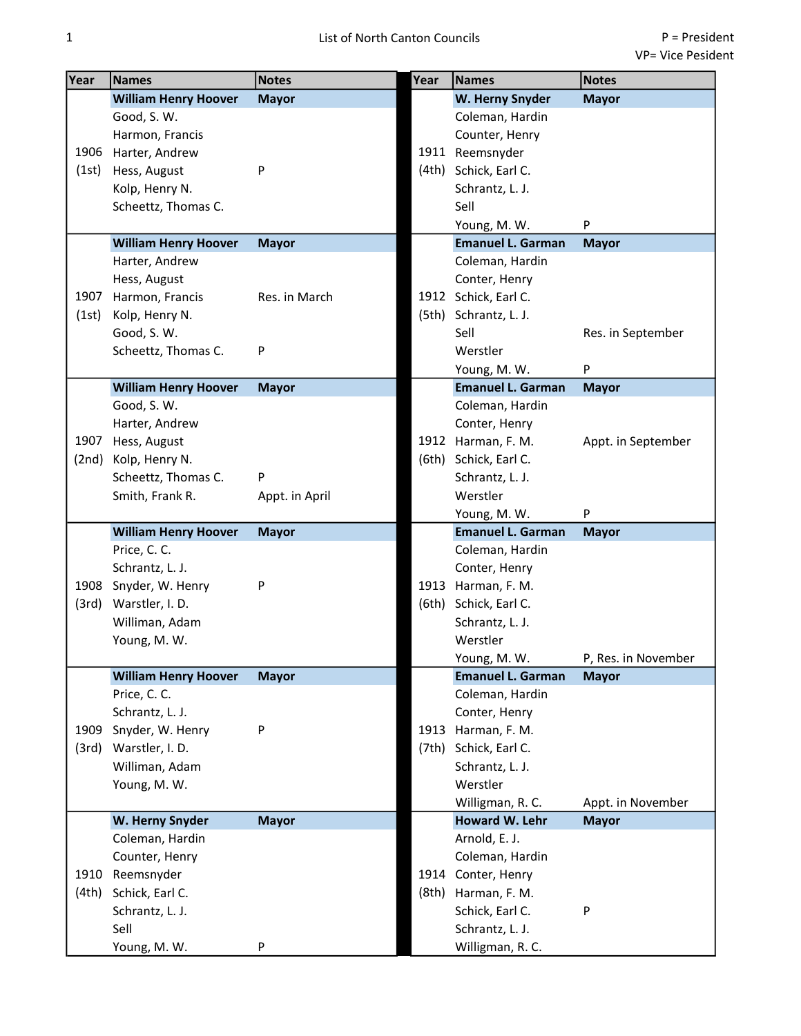# List of North Canton Councils

P = President
VP= Vice Pesident

| Year | Names | Notes |
|---|---|---|
| | **William Henry Hoover** | **Mayor** |
| 1906 (1st) | Good, S. W. | |
| | Harmon, Francis | |
| | Harter, Andrew | |
| | Hess, August | P |
| | Kolp, Henry N. | |
| | Scheettz, Thomas C. | |
| | **William Henry Hoover** | **Mayor** |
| 1907 (1st) | Harter, Andrew | |
| | Hess, August | |
| | Harmon, Francis | Res. in March |
| | Kolp, Henry N. | |
| | Good, S. W. | |
| | Scheettz, Thomas C. | P |
| | **William Henry Hoover** | **Mayor** |
| 1907 (2nd) | Good, S. W. | |
| | Harter, Andrew | |
| | Hess, August | |
| | Kolp, Henry N. | |
| | Scheettz, Thomas C. | P |
| | Smith, Frank R. | Appt. in April |
| | **William Henry Hoover** | **Mayor** |
| 1908 (3rd) | Price, C. C. | |
| | Schrantz, L. J. | |
| | Snyder, W. Henry | P |
| | Warstler, I. D. | |
| | Williman, Adam | |
| | Young, M. W. | |
| | **William Henry Hoover** | **Mayor** |
| 1909 (3rd) | Price, C. C. | |
| | Schrantz, L. J. | |
| | Snyder, W. Henry | P |
| | Warstler, I. D. | |
| | Williman, Adam | |
| | Young, M. W. | |
| | **W. Herny Snyder** | **Mayor** |
| 1910 (4th) | Coleman, Hardin | |
| | Counter, Henry | |
| | Reemsnyder | |
| | Schick, Earl C. | |
| | Schrantz, L. J. | |
| | Sell | |
| | Young, M. W. | P |
| | **W. Herny Snyder** | **Mayor** |
| 1911 (4th) | Coleman, Hardin | |
| | Counter, Henry | |
| | Reemsnyder | |
| | Schick, Earl C. | |
| | Schrantz, L. J. | |
| | Sell | |
| | Young, M. W. | P |
| | **Emanuel L. Garman** | **Mayor** |
| 1912 (5th) | Coleman, Hardin | |
| | Conter, Henry | |
| | Schick, Earl C. | |
| | Schrantz, L. J. | |
| | Sell | Res. in September |
| | Werstler | |
| | Young, M. W. | P |
| | **Emanuel L. Garman** | **Mayor** |
| 1912 (6th) | Coleman, Hardin | |
| | Conter, Henry | |
| | Harman, F. M. | Appt. in September |
| | Schick, Earl C. | |
| | Schrantz, L. J. | |
| | Werstler | |
| | Young, M. W. | P |
| | **Emanuel L. Garman** | **Mayor** |
| 1913 (6th) | Coleman, Hardin | |
| | Conter, Henry | |
| | Harman, F. M. | |
| | Schick, Earl C. | |
| | Schrantz, L. J. | |
| | Werstler | |
| | Young, M. W. | P, Res. in November |
| | **Emanuel L. Garman** | **Mayor** |
| 1913 (7th) | Coleman, Hardin | |
| | Conter, Henry | |
| | Harman, F. M. | |
| | Schick, Earl C. | |
| | Schrantz, L. J. | |
| | Werstler | |
| | Willigman, R. C. | Appt. in November |
| | **Howard W. Lehr** | **Mayor** |
| 1914 (8th) | Arnold, E. J. | |
| | Coleman, Hardin | |
| | Conter, Henry | |
| | Harman, F. M. | |
| | Schick, Earl C. | P |
| | Schrantz, L. J. | |
| | Willigman, R. C. | |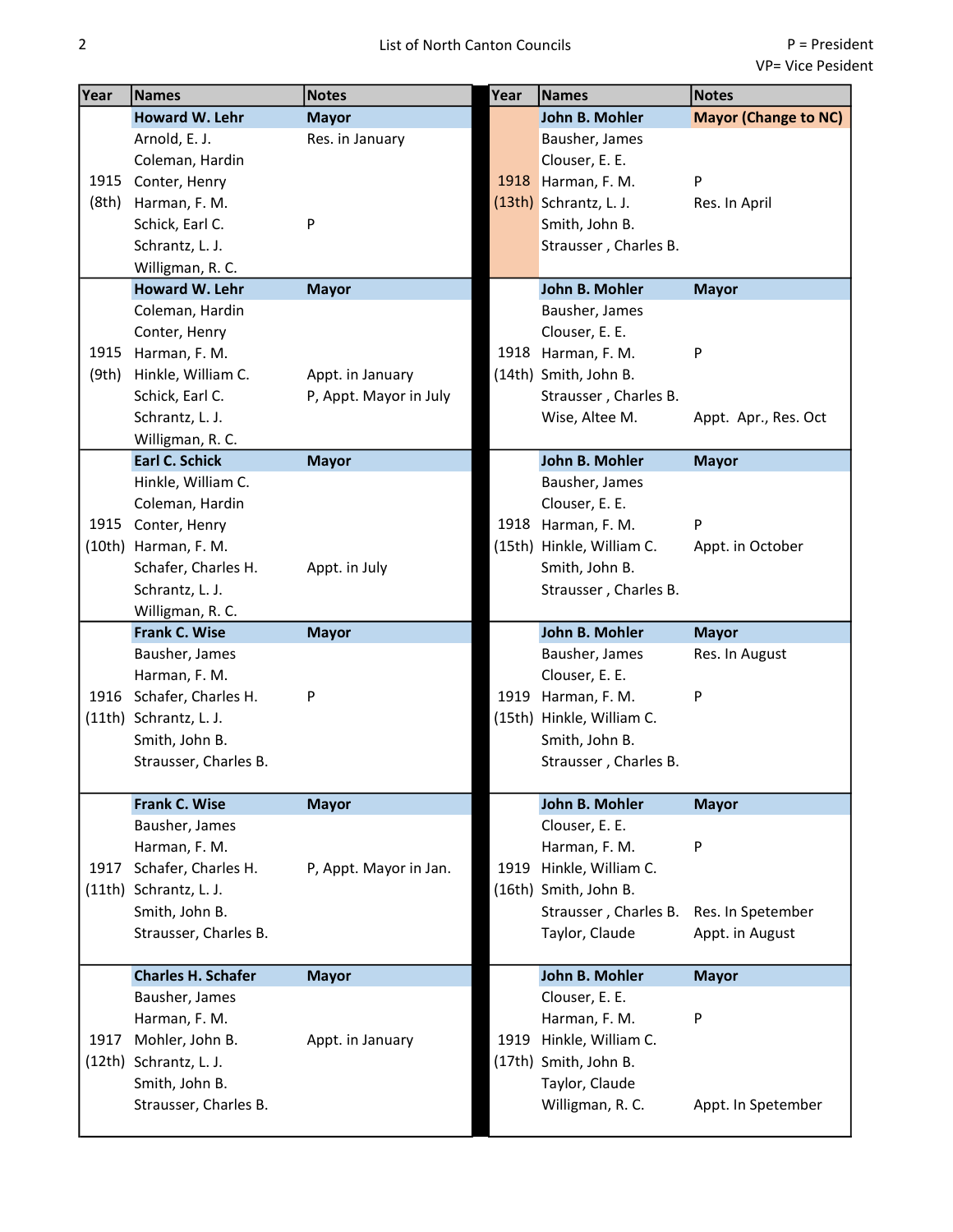# List of North Canton Councils

P = President
VP= Vice Pesident

| Year | Names | Notes |
|---|---|---|
| 1915 (8th) | **Howard W. Lehr** | **Mayor** |
| | Arnold, E. J. | Res. in January |
| | Coleman, Hardin | |
| | Conter, Henry | |
| | Harman, F. M. | |
| | Schick, Earl C. | P |
| | Schrantz, L. J. | |
| | Willigman, R. C. | |
| 1915 (9th) | **Howard W. Lehr** | **Mayor** |
| | Coleman, Hardin | |
| | Conter, Henry | |
| | Harman, F. M. | |
| | Hinkle, William C. | Appt. in January |
| | Schick, Earl C. | P, Appt. Mayor in July |
| | Schrantz, L. J. | |
| | Willigman, R. C. | |
| 1915 (10th) | **Earl C. Schick** | **Mayor** |
| | Hinkle, William C. | |
| | Coleman, Hardin | |
| | Conter, Henry | |
| | Harman, F. M. | |
| | Schafer, Charles H. | Appt. in July |
| | Schrantz, L. J. | |
| | Willigman, R. C. | |
| 1916 (11th) | **Frank C. Wise** | **Mayor** |
| | Bausher, James | |
| | Harman, F. M. | |
| | Schafer, Charles H. | P |
| | Schrantz, L. J. | |
| | Smith, John B. | |
| | Strausser, Charles B. | |
| 1917 (11th) | **Frank C. Wise** | **Mayor** |
| | Bausher, James | |
| | Harman, F. M. | |
| | Schafer, Charles H. | P, Appt. Mayor in Jan. |
| | Schrantz, L. J. | |
| | Smith, John B. | |
| | Strausser, Charles B. | |
| 1917 (12th) | **Charles H. Schafer** | **Mayor** |
| | Bausher, James | |
| | Harman, F. M. | |
| | Mohler, John B. | Appt. in January |
| | Schrantz, L. J. | |
| | Smith, John B. | |
| | Strausser, Charles B. | |
| 1918 (13th) | **John B. Mohler** | **Mayor (Change to NC)** |
| | Bausher, James | |
| | Clouser, E. E. | |
| | Harman, F. M. | P |
| | Schrantz, L. J. | Res. In April |
| | Smith, John B. | |
| | Strausser , Charles B. | |
| 1918 (14th) | **John B. Mohler** | **Mayor** |
| | Bausher, James | |
| | Clouser, E. E. | |
| | Harman, F. M. | P |
| | Smith, John B. | |
| | Strausser , Charles B. | |
| | Wise, Altee M. | Appt. Apr., Res. Oct |
| 1918 (15th) | **John B. Mohler** | **Mayor** |
| | Bausher, James | |
| | Clouser, E. E. | |
| | Harman, F. M. | P |
| | Hinkle, William C. | Appt. in October |
| | Smith, John B. | |
| | Strausser , Charles B. | |
| 1919 (15th) | **John B. Mohler** | **Mayor** |
| | Bausher, James | Res. In August |
| | Clouser, E. E. | |
| | Harman, F. M. | P |
| | Hinkle, William C. | |
| | Smith, John B. | |
| | Strausser , Charles B. | |
| 1919 (16th) | **John B. Mohler** | **Mayor** |
| | Clouser, E. E. | |
| | Harman, F. M. | P |
| | Hinkle, William C. | |
| | Smith, John B. | |
| | Strausser , Charles B. | Res. In Spetember |
| | Taylor, Claude | Appt. in August |
| 1919 (17th) | **John B. Mohler** | **Mayor** |
| | Clouser, E. E. | |
| | Harman, F. M. | P |
| | Hinkle, William C. | |
| | Smith, John B. | |
| | Taylor, Claude | |
| | Willigman, R. C. | Appt. In Spetember |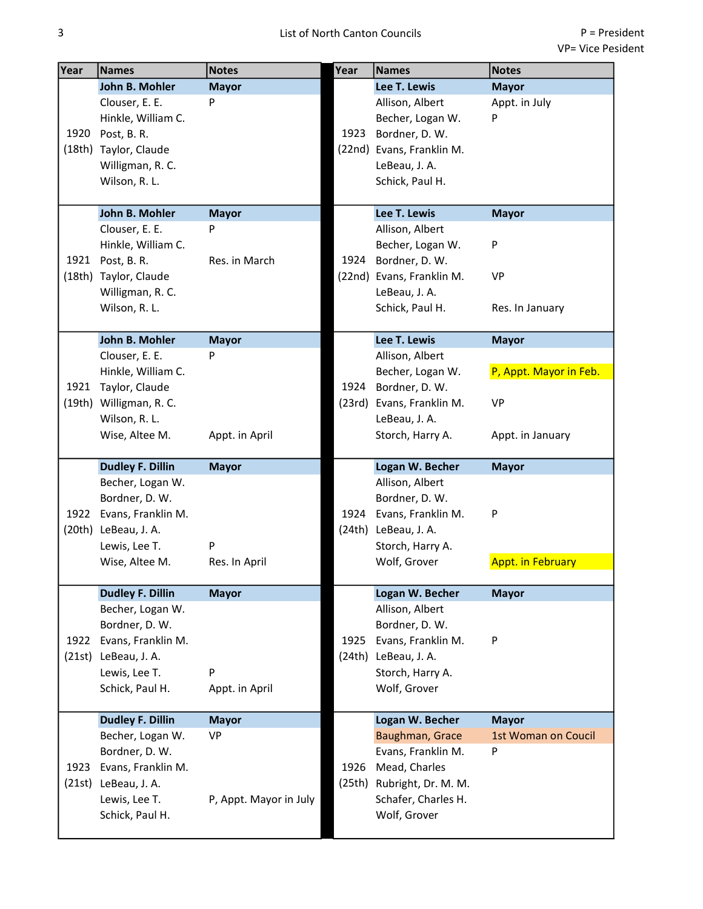# List of North Canton Councils

P = President
VP= Vice Pesident

| Year | Names | Notes |
|---|---|---|
| 1920 (18th) | **John B. Mohler** | **Mayor** |
| | Clouser, E. E. | P |
| | Hinkle, William C. | |
| | Post, B. R. | |
| | Taylor, Claude | |
| | Willigman, R. C. | |
| | Wilson, R. L. | |
| 1921 (18th) | **John B. Mohler** | **Mayor** |
| | Clouser, E. E. | P |
| | Hinkle, William C. | |
| | Post, B. R. | Res. in March |
| | Taylor, Claude | |
| | Willigman, R. C. | |
| | Wilson, R. L. | |
| 1921 (19th) | **John B. Mohler** | **Mayor** |
| | Clouser, E. E. | P |
| | Hinkle, William C. | |
| | Taylor, Claude | |
| | Willigman, R. C. | |
| | Wilson, R. L. | |
| | Wise, Altee M. | Appt. in April |
| 1922 (20th) | **Dudley F. Dillin** | **Mayor** |
| | Becher, Logan W. | |
| | Bordner, D. W. | |
| | Evans, Franklin M. | |
| | LeBeau, J. A. | |
| | Lewis, Lee T. | P |
| | Wise, Altee M. | Res. In April |
| 1922 (21st) | **Dudley F. Dillin** | **Mayor** |
| | Becher, Logan W. | |
| | Bordner, D. W. | |
| | Evans, Franklin M. | |
| | LeBeau, J. A. | |
| | Lewis, Lee T. | P |
| | Schick, Paul H. | Appt. in April |
| 1923 (21st) | **Dudley F. Dillin** | **Mayor** |
| | Becher, Logan W. | VP |
| | Bordner, D. W. | |
| | Evans, Franklin M. | |
| | LeBeau, J. A. | |
| | Lewis, Lee T. | P, Appt. Mayor in July |
| | Schick, Paul H. | |
| 1923 (22nd) | **Lee T. Lewis** | **Mayor** |
| | Allison, Albert | Appt. in July |
| | Becher, Logan W. | P |
| | Bordner, D. W. | |
| | Evans, Franklin M. | |
| | LeBeau, J. A. | |
| | Schick, Paul H. | |
| 1924 (22nd) | **Lee T. Lewis** | **Mayor** |
| | Allison, Albert | |
| | Becher, Logan W. | P |
| | Bordner, D. W. | |
| | Evans, Franklin M. | VP |
| | LeBeau, J. A. | |
| | Schick, Paul H. | Res. In January |
| 1924 (23rd) | **Lee T. Lewis** | **Mayor** |
| | Allison, Albert | |
| | Becher, Logan W. | P, Appt. Mayor in Feb. |
| | Bordner, D. W. | |
| | Evans, Franklin M. | VP |
| | LeBeau, J. A. | |
| | Storch, Harry A. | Appt. in January |
| 1924 (24th) | **Logan W. Becher** | **Mayor** |
| | Allison, Albert | |
| | Bordner, D. W. | |
| | Evans, Franklin M. | P |
| | LeBeau, J. A. | |
| | Storch, Harry A. | |
| | Wolf, Grover | Appt. in February |
| 1925 (24th) | **Logan W. Becher** | **Mayor** |
| | Allison, Albert | |
| | Bordner, D. W. | |
| | Evans, Franklin M. | P |
| | LeBeau, J. A. | |
| | Storch, Harry A. | |
| | Wolf, Grover | |
| 1926 (25th) | **Logan W. Becher** | **Mayor** |
| | Baughman, Grace | 1st Woman on Coucil |
| | Evans, Franklin M. | P |
| | Mead, Charles | |
| | Rubright, Dr. M. M. | |
| | Schafer, Charles H. | |
| | Wolf, Grover | |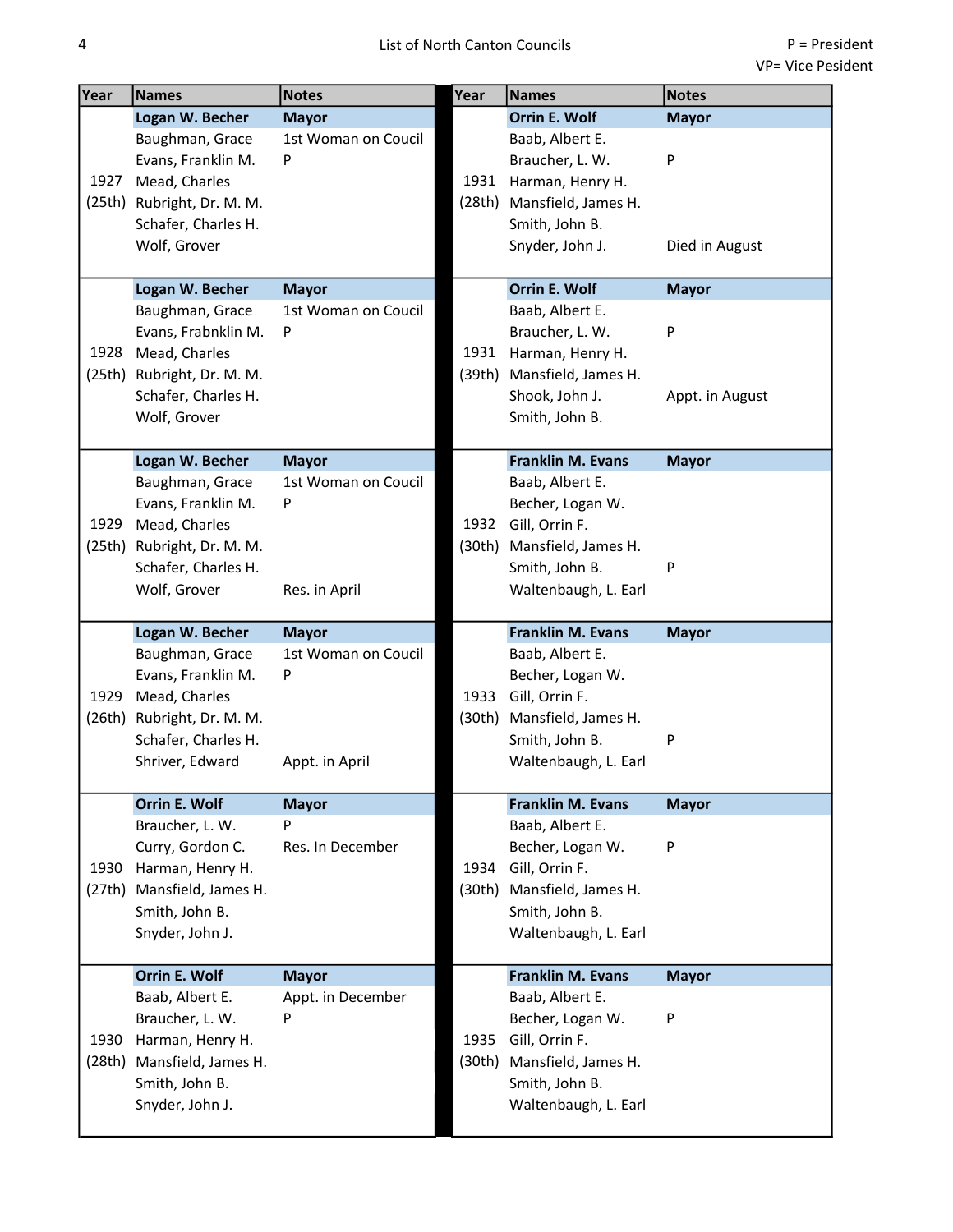P = President
VP= Vice Pesident

| Year | Names | Notes |
|---|---|---|
| 1927 (25th) | **Logan W. Becher** | **Mayor** |
| | Baughman, Grace | 1st Woman on Coucil |
| | Evans, Franklin M. | P |
| | Mead, Charles | |
| | Rubright, Dr. M. M. | |
| | Schafer, Charles H. | |
| | Wolf, Grover | |
| 1928 (25th) | **Logan W. Becher** | **Mayor** |
| | Baughman, Grace | 1st Woman on Coucil |
| | Evans, Frabnklin M. | P |
| | Mead, Charles | |
| | Rubright, Dr. M. M. | |
| | Schafer, Charles H. | |
| | Wolf, Grover | |
| 1929 (25th) | **Logan W. Becher** | **Mayor** |
| | Baughman, Grace | 1st Woman on Coucil |
| | Evans, Franklin M. | P |
| | Mead, Charles | |
| | Rubright, Dr. M. M. | |
| | Schafer, Charles H. | |
| | Wolf, Grover | Res. in April |
| 1929 (26th) | **Logan W. Becher** | **Mayor** |
| | Baughman, Grace | 1st Woman on Coucil |
| | Evans, Franklin M. | P |
| | Mead, Charles | |
| | Rubright, Dr. M. M. | |
| | Schafer, Charles H. | |
| | Shriver, Edward | Appt. in April |
| 1930 (27th) | **Orrin E. Wolf** | **Mayor** |
| | Braucher, L. W. | P |
| | Curry, Gordon C. | Res. In December |
| | Harman, Henry H. | |
| | Mansfield, James H. | |
| | Smith, John B. | |
| | Snyder, John J. | |
| 1930 (28th) | **Orrin E. Wolf** | **Mayor** |
| | Baab, Albert E. | Appt. in December |
| | Braucher, L. W. | P |
| | Harman, Henry H. | |
| | Mansfield, James H. | |
| | Smith, John B. | |
| | Snyder, John J. | |
| 1931 (28th) | **Orrin E. Wolf** | **Mayor** |
| | Baab, Albert E. | |
| | Braucher, L. W. | P |
| | Harman, Henry H. | |
| | Mansfield, James H. | |
| | Smith, John B. | |
| | Snyder, John J. | Died in August |
| 1931 (39th) | **Orrin E. Wolf** | **Mayor** |
| | Baab, Albert E. | |
| | Braucher, L. W. | P |
| | Harman, Henry H. | |
| | Mansfield, James H. | |
| | Shook, John J. | Appt. in August |
| | Smith, John B. | |
| 1932 (30th) | **Franklin M. Evans** | **Mayor** |
| | Baab, Albert E. | |
| | Becher, Logan W. | |
| | Gill, Orrin F. | |
| | Mansfield, James H. | |
| | Smith, John B. | P |
| | Waltenbaugh, L. Earl | |
| 1933 (30th) | **Franklin M. Evans** | **Mayor** |
| | Baab, Albert E. | |
| | Becher, Logan W. | |
| | Gill, Orrin F. | |
| | Mansfield, James H. | |
| | Smith, John B. | P |
| | Waltenbaugh, L. Earl | |
| 1934 (30th) | **Franklin M. Evans** | **Mayor** |
| | Baab, Albert E. | |
| | Becher, Logan W. | P |
| | Gill, Orrin F. | |
| | Mansfield, James H. | |
| | Smith, John B. | |
| | Waltenbaugh, L. Earl | |
| 1935 (30th) | **Franklin M. Evans** | **Mayor** |
| | Baab, Albert E. | |
| | Becher, Logan W. | P |
| | Gill, Orrin F. | |
| | Mansfield, James H. | |
| | Smith, John B. | |
| | Waltenbaugh, L. Earl | |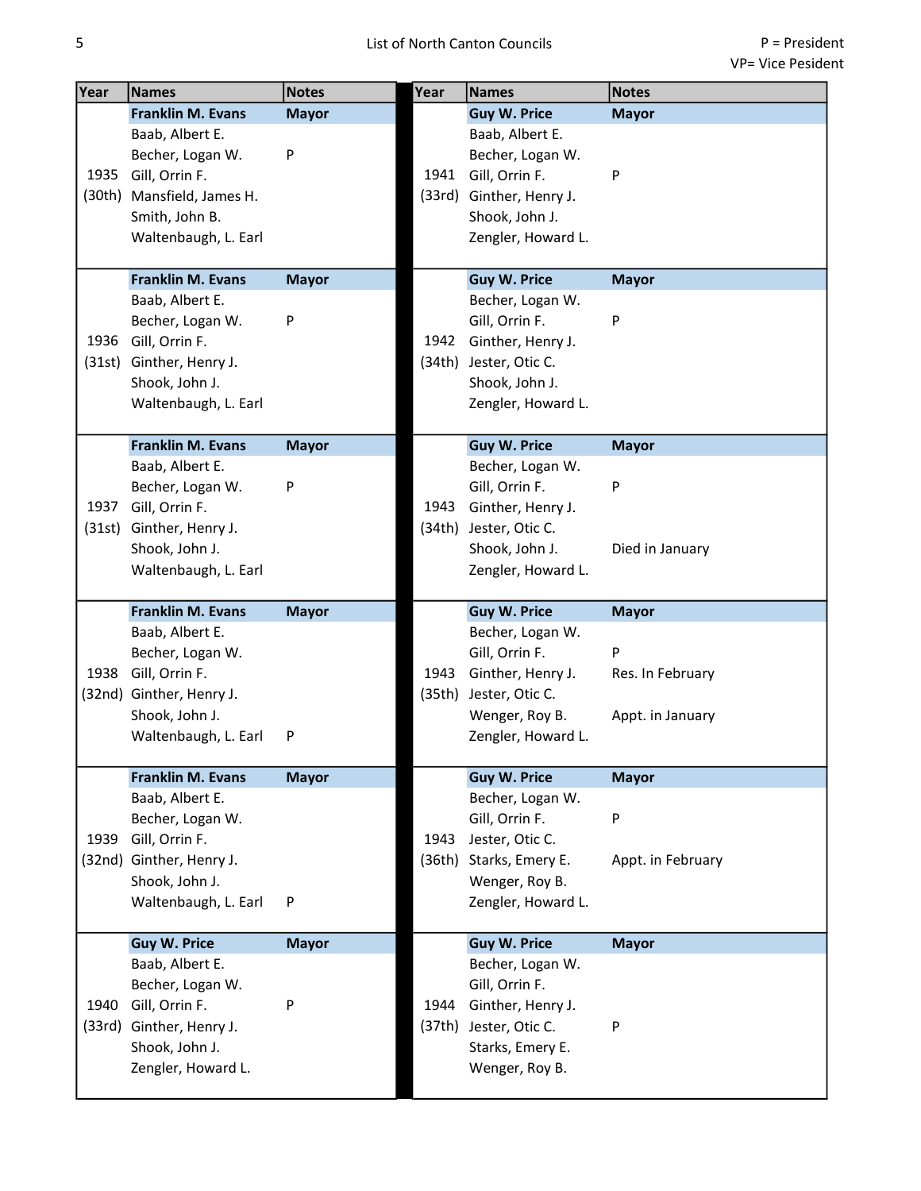# List of North Canton Councils

P = President
VP= Vice Pesident

| Year | Names | Notes |
|---|---|---|
| | **Franklin M. Evans** | **Mayor** |
| | Baab, Albert E. | |
| | Becher, Logan W. | P |
| 1935 | Gill, Orrin F. | |
| (30th) | Mansfield, James H. | |
| | Smith, John B. | |
| | Waltenbaugh, L. Earl | |
| | **Franklin M. Evans** | **Mayor** |
| | Baab, Albert E. | |
| | Becher, Logan W. | P |
| 1936 | Gill, Orrin F. | |
| (31st) | Ginther, Henry J. | |
| | Shook, John J. | |
| | Waltenbaugh, L. Earl | |
| | **Franklin M. Evans** | **Mayor** |
| | Baab, Albert E. | |
| | Becher, Logan W. | P |
| 1937 | Gill, Orrin F. | |
| (31st) | Ginther, Henry J. | |
| | Shook, John J. | |
| | Waltenbaugh, L. Earl | |
| | **Franklin M. Evans** | **Mayor** |
| | Baab, Albert E. | |
| | Becher, Logan W. | |
| 1938 | Gill, Orrin F. | |
| (32nd) | Ginther, Henry J. | |
| | Shook, John J. | |
| | Waltenbaugh, L. Earl | P |
| | **Franklin M. Evans** | **Mayor** |
| | Baab, Albert E. | |
| | Becher, Logan W. | |
| 1939 | Gill, Orrin F. | |
| (32nd) | Ginther, Henry J. | |
| | Shook, John J. | |
| | Waltenbaugh, L. Earl | P |
| | **Guy W. Price** | **Mayor** |
| | Baab, Albert E. | |
| | Becher, Logan W. | |
| 1940 | Gill, Orrin F. | P |
| (33rd) | Ginther, Henry J. | |
| | Shook, John J. | |
| | Zengler, Howard L. | |

| Year | Names | Notes |
|---|---|---|
| | **Guy W. Price** | **Mayor** |
| | Baab, Albert E. | |
| | Becher, Logan W. | |
| 1941 | Gill, Orrin F. | P |
| (33rd) | Ginther, Henry J. | |
| | Shook, John J. | |
| | Zengler, Howard L. | |
| | **Guy W. Price** | **Mayor** |
| | Becher, Logan W. | |
| | Gill, Orrin F. | P |
| 1942 | Ginther, Henry J. | |
| (34th) | Jester, Otic C. | |
| | Shook, John J. | |
| | Zengler, Howard L. | |
| | **Guy W. Price** | **Mayor** |
| | Becher, Logan W. | |
| | Gill, Orrin F. | P |
| 1943 | Ginther, Henry J. | |
| (34th) | Jester, Otic C. | |
| | Shook, John J. | Died in January |
| | Zengler, Howard L. | |
| | **Guy W. Price** | **Mayor** |
| | Becher, Logan W. | |
| | Gill, Orrin F. | P |
| 1943 | Ginther, Henry J. | Res. In February |
| (35th) | Jester, Otic C. | |
| | Wenger, Roy B. | Appt. in January |
| | Zengler, Howard L. | |
| | **Guy W. Price** | **Mayor** |
| | Becher, Logan W. | |
| | Gill, Orrin F. | P |
| 1943 | Jester, Otic C. | |
| (36th) | Starks, Emery E. | Appt. in February |
| | Wenger, Roy B. | |
| | Zengler, Howard L. | |
| | **Guy W. Price** | **Mayor** |
| | Becher, Logan W. | |
| | Gill, Orrin F. | |
| 1944 | Ginther, Henry J. | |
| (37th) | Jester, Otic C. | P |
| | Starks, Emery E. | |
| | Wenger, Roy B. | |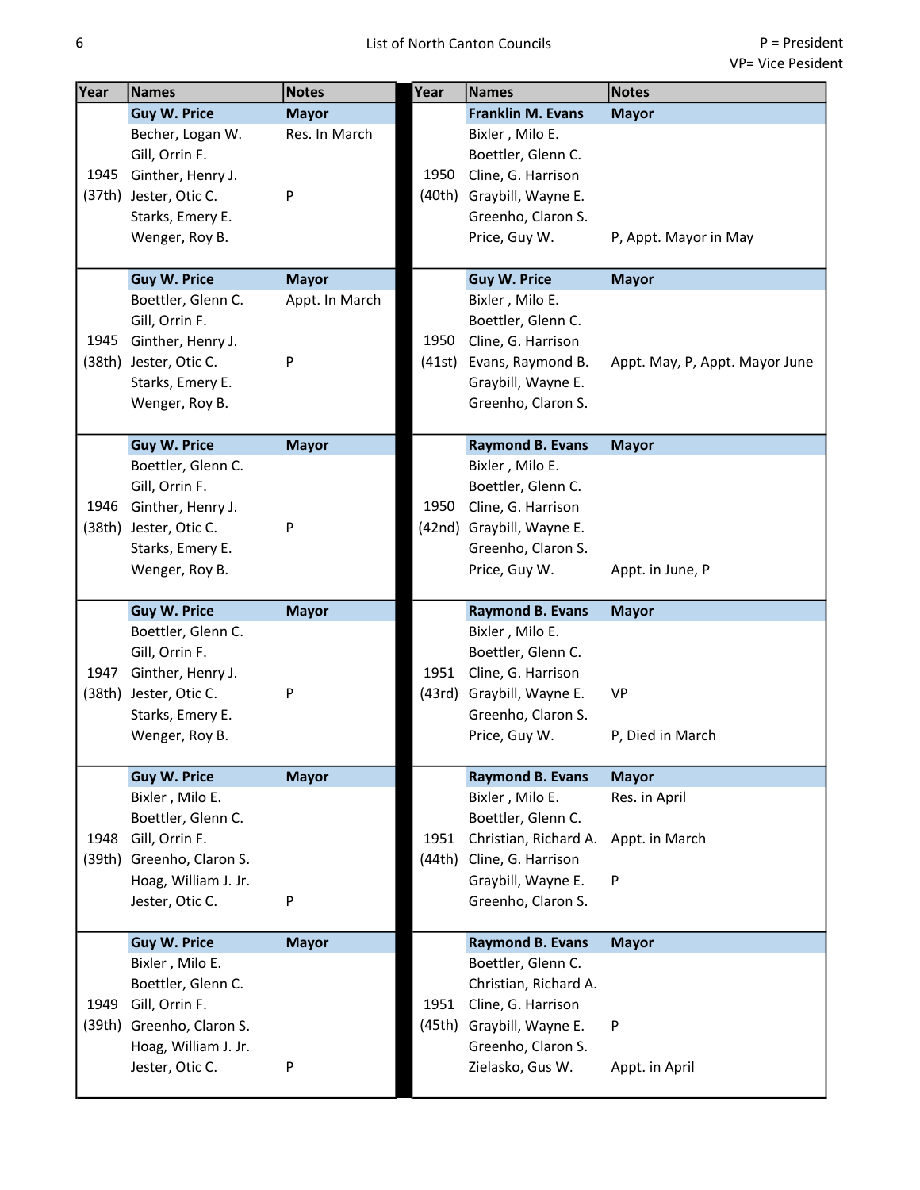List of North Canton Councils

P = President
VP= Vice Pesident

| Year | Names | Notes | Year | Names | Notes |
|---|---|---|---|---|---|
| | **Guy W. Price** | **Mayor** | | **Franklin M. Evans** | **Mayor** |
| | Becher, Logan W. | Res. In March | | Bixler , Milo E. | |
| | Gill, Orrin F. | | | Boettler, Glenn C. | |
| 1945 | Ginther, Henry J. | | 1950 | Cline, G. Harrison | |
| (37th) | Jester, Otic C. | P | (40th) | Graybill, Wayne E. | |
| | Starks, Emery E. | | | Greenho, Claron S. | |
| | Wenger, Roy B. | | | Price, Guy W. | P, Appt. Mayor in May |
| | **Guy W. Price** | **Mayor** | | **Guy W. Price** | **Mayor** |
| | Boettler, Glenn C. | Appt. In March | | Bixler , Milo E. | |
| | Gill, Orrin F. | | | Boettler, Glenn C. | |
| 1945 | Ginther, Henry J. | | 1950 | Cline, G. Harrison | |
| (38th) | Jester, Otic C. | P | (41st) | Evans, Raymond B. | Appt. May, P, Appt. Mayor June |
| | Starks, Emery E. | | | Graybill, Wayne E. | |
| | Wenger, Roy B. | | | Greenho, Claron S. | |
| | **Guy W. Price** | **Mayor** | | **Raymond B. Evans** | **Mayor** |
| | Boettler, Glenn C. | | | Bixler , Milo E. | |
| | Gill, Orrin F. | | | Boettler, Glenn C. | |
| 1946 | Ginther, Henry J. | | 1950 | Cline, G. Harrison | |
| (38th) | Jester, Otic C. | P | (42nd) | Graybill, Wayne E. | |
| | Starks, Emery E. | | | Greenho, Claron S. | |
| | Wenger, Roy B. | | | Price, Guy W. | Appt. in June, P |
| | **Guy W. Price** | **Mayor** | | **Raymond B. Evans** | **Mayor** |
| | Boettler, Glenn C. | | | Bixler , Milo E. | |
| | Gill, Orrin F. | | | Boettler, Glenn C. | |
| 1947 | Ginther, Henry J. | | 1951 | Cline, G. Harrison | |
| (38th) | Jester, Otic C. | P | (43rd) | Graybill, Wayne E. | VP |
| | Starks, Emery E. | | | Greenho, Claron S. | |
| | Wenger, Roy B. | | | Price, Guy W. | P, Died in March |
| | **Guy W. Price** | **Mayor** | | **Raymond B. Evans** | **Mayor** |
| | Bixler , Milo E. | | | Bixler , Milo E. | Res. in April |
| | Boettler, Glenn C. | | | Boettler, Glenn C. | |
| 1948 | Gill, Orrin F. | | 1951 | Christian, Richard A. | Appt. in March |
| (39th) | Greenho, Claron S. | | (44th) | Cline, G. Harrison | |
| | Hoag, William J. Jr. | | | Graybill, Wayne E. | P |
| | Jester, Otic C. | P | | Greenho, Claron S. | |
| | **Guy W. Price** | **Mayor** | | **Raymond B. Evans** | **Mayor** |
| | Bixler , Milo E. | | | Boettler, Glenn C. | |
| | Boettler, Glenn C. | | | Christian, Richard A. | |
| 1949 | Gill, Orrin F. | | 1951 | Cline, G. Harrison | |
| (39th) | Greenho, Claron S. | | (45th) | Graybill, Wayne E. | P |
| | Hoag, William J. Jr. | | | Greenho, Claron S. | |
| | Jester, Otic C. | P | | Zielasko, Gus W. | Appt. in April |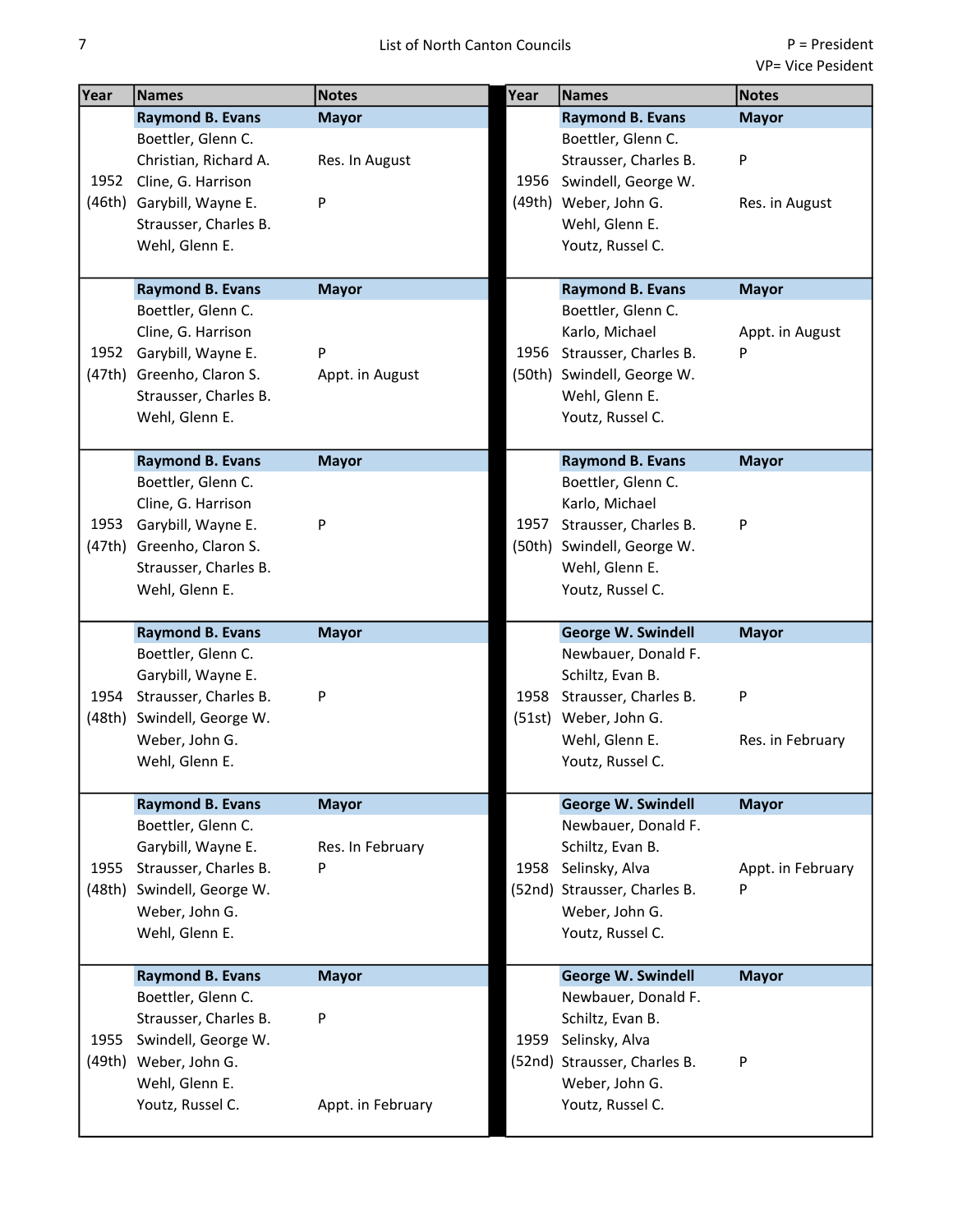List of North Canton Councils

P = President
VP= Vice Pesident

| Year | Names | Notes |
|---|---|---|
| | **Raymond B. Evans** | **Mayor** |
| | Boettler, Glenn C. | |
| | Christian, Richard A. | Res. In August |
| 1952 | Cline, G. Harrison | |
| (46th) | Garybill, Wayne E. | P |
| | Strausser, Charles B. | |
| | Wehl, Glenn E. | |
| | **Raymond B. Evans** | **Mayor** |
| | Boettler, Glenn C. | |
| | Cline, G. Harrison | |
| 1952 | Garybill, Wayne E. | P |
| (47th) | Greenho, Claron S. | Appt. in August |
| | Strausser, Charles B. | |
| | Wehl, Glenn E. | |
| | **Raymond B. Evans** | **Mayor** |
| | Boettler, Glenn C. | |
| | Cline, G. Harrison | |
| 1953 | Garybill, Wayne E. | P |
| (47th) | Greenho, Claron S. | |
| | Strausser, Charles B. | |
| | Wehl, Glenn E. | |
| | **Raymond B. Evans** | **Mayor** |
| | Boettler, Glenn C. | |
| | Garybill, Wayne E. | |
| 1954 | Strausser, Charles B. | P |
| (48th) | Swindell, George W. | |
| | Weber, John G. | |
| | Wehl, Glenn E. | |
| | **Raymond B. Evans** | **Mayor** |
| | Boettler, Glenn C. | |
| | Garybill, Wayne E. | Res. In February |
| 1955 | Strausser, Charles B. | P |
| (48th) | Swindell, George W. | |
| | Weber, John G. | |
| | Wehl, Glenn E. | |
| | **Raymond B. Evans** | **Mayor** |
| | Boettler, Glenn C. | |
| | Strausser, Charles B. | P |
| 1955 | Swindell, George W. | |
| (49th) | Weber, John G. | |
| | Wehl, Glenn E. | |
| | Youtz, Russel C. | Appt. in February |
| | **Raymond B. Evans** | **Mayor** |
| | Boettler, Glenn C. | |
| | Strausser, Charles B. | P |
| 1956 | Swindell, George W. | |
| (49th) | Weber, John G. | Res. in August |
| | Wehl, Glenn E. | |
| | Youtz, Russel C. | |
| | **Raymond B. Evans** | **Mayor** |
| | Boettler, Glenn C. | |
| | Karlo, Michael | Appt. in August |
| 1956 | Strausser, Charles B. | P |
| (50th) | Swindell, George W. | |
| | Wehl, Glenn E. | |
| | Youtz, Russel C. | |
| | **Raymond B. Evans** | **Mayor** |
| | Boettler, Glenn C. | |
| | Karlo, Michael | |
| 1957 | Strausser, Charles B. | P |
| (50th) | Swindell, George W. | |
| | Wehl, Glenn E. | |
| | Youtz, Russel C. | |
| | **George W. Swindell** | **Mayor** |
| | Newbauer, Donald F. | |
| | Schiltz, Evan B. | |
| 1958 | Strausser, Charles B. | P |
| (51st) | Weber, John G. | |
| | Wehl, Glenn E. | Res. in February |
| | Youtz, Russel C. | |
| | **George W. Swindell** | **Mayor** |
| | Newbauer, Donald F. | |
| | Schiltz, Evan B. | |
| 1958 | Selinsky, Alva | Appt. in February |
| (52nd) | Strausser, Charles B. | P |
| | Weber, John G. | |
| | Youtz, Russel C. | |
| | **George W. Swindell** | **Mayor** |
| | Newbauer, Donald F. | |
| | Schiltz, Evan B. | |
| 1959 | Selinsky, Alva | |
| (52nd) | Strausser, Charles B. | P |
| | Weber, John G. | |
| | Youtz, Russel C. | |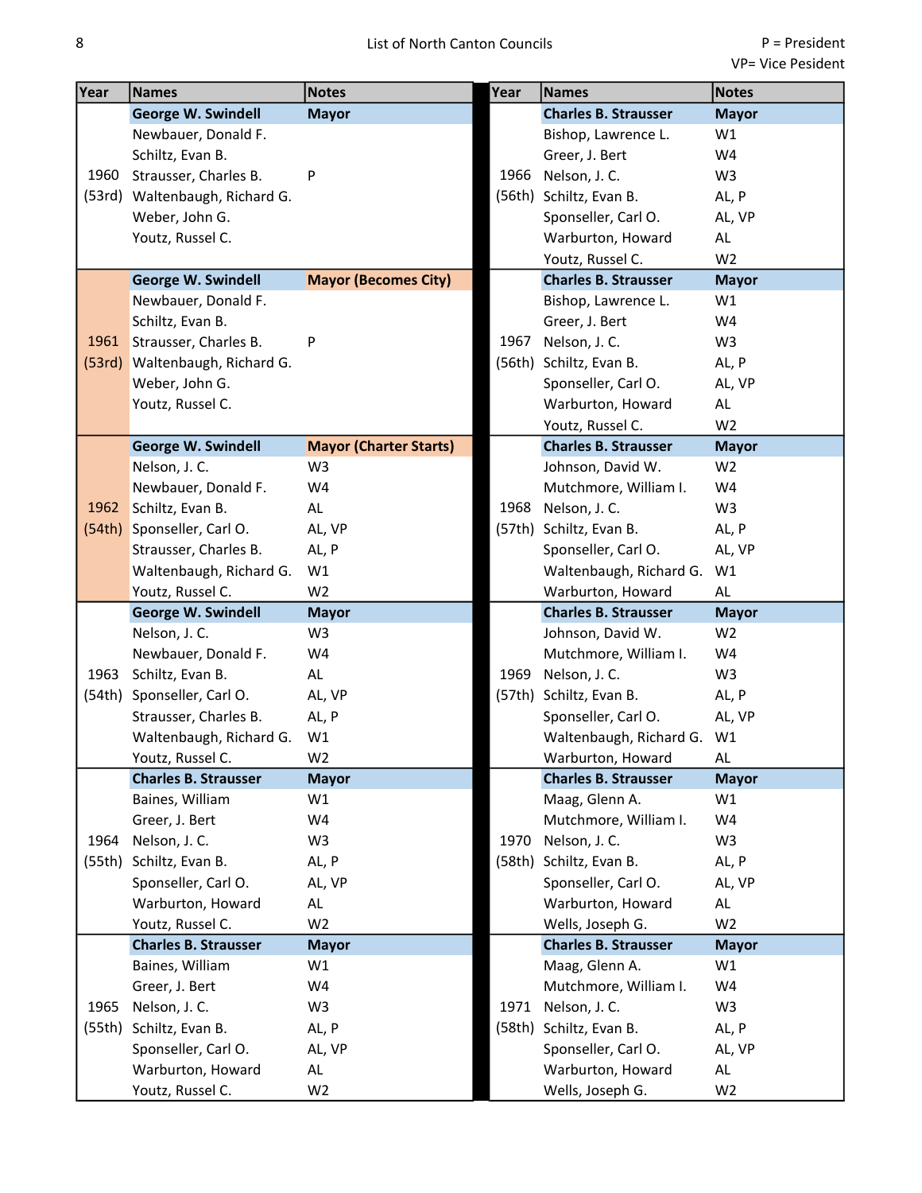# List of North Canton Councils

P = President
VP= Vice Pesident

| Year | Names | Notes |
|---|---|---|
| | **George W. Swindell** | **Mayor** |
| | Newbauer, Donald F. | |
| | Schiltz, Evan B. | |
| 1960 | Strausser, Charles B. | P |
| (53rd) | Waltenbaugh, Richard G. | |
| | Weber, John G. | |
| | Youtz, Russel C. | |
| | **George W. Swindell** | **Mayor (Becomes City)** |
| | Newbauer, Donald F. | |
| | Schiltz, Evan B. | |
| 1961 | Strausser, Charles B. | P |
| (53rd) | Waltenbaugh, Richard G. | |
| | Weber, John G. | |
| | Youtz, Russel C. | |
| | **George W. Swindell** | **Mayor (Charter Starts)** |
| | Nelson, J. C. | W3 |
| | Newbauer, Donald F. | W4 |
| 1962 | Schiltz, Evan B. | AL |
| (54th) | Sponseller, Carl O. | AL, VP |
| | Strausser, Charles B. | AL, P |
| | Waltenbaugh, Richard G. | W1 |
| | Youtz, Russel C. | W2 |
| | **George W. Swindell** | **Mayor** |
| | Nelson, J. C. | W3 |
| | Newbauer, Donald F. | W4 |
| 1963 | Schiltz, Evan B. | AL |
| (54th) | Sponseller, Carl O. | AL, VP |
| | Strausser, Charles B. | AL, P |
| | Waltenbaugh, Richard G. | W1 |
| | Youtz, Russel C. | W2 |
| | **Charles B. Strausser** | **Mayor** |
| | Baines, William | W1 |
| | Greer, J. Bert | W4 |
| 1964 | Nelson, J. C. | W3 |
| (55th) | Schiltz, Evan B. | AL, P |
| | Sponseller, Carl O. | AL, VP |
| | Warburton, Howard | AL |
| | Youtz, Russel C. | W2 |
| | **Charles B. Strausser** | **Mayor** |
| | Baines, William | W1 |
| | Greer, J. Bert | W4 |
| 1965 | Nelson, J. C. | W3 |
| (55th) | Schiltz, Evan B. | AL, P |
| | Sponseller, Carl O. | AL, VP |
| | Warburton, Howard | AL |
| | Youtz, Russel C. | W2 |

| Year | Names | Notes |
|---|---|---|
| | **Charles B. Strausser** | **Mayor** |
| | Bishop, Lawrence L. | W1 |
| | Greer, J. Bert | W4 |
| 1966 | Nelson, J. C. | W3 |
| (56th) | Schiltz, Evan B. | AL, P |
| | Sponseller, Carl O. | AL, VP |
| | Warburton, Howard | AL |
| | Youtz, Russel C. | W2 |
| | **Charles B. Strausser** | **Mayor** |
| | Bishop, Lawrence L. | W1 |
| | Greer, J. Bert | W4 |
| 1967 | Nelson, J. C. | W3 |
| (56th) | Schiltz, Evan B. | AL, P |
| | Sponseller, Carl O. | AL, VP |
| | Warburton, Howard | AL |
| | Youtz, Russel C. | W2 |
| | **Charles B. Strausser** | **Mayor** |
| | Johnson, David W. | W2 |
| | Mutchmore, William I. | W4 |
| 1968 | Nelson, J. C. | W3 |
| (57th) | Schiltz, Evan B. | AL, P |
| | Sponseller, Carl O. | AL, VP |
| | Waltenbaugh, Richard G. | W1 |
| | Warburton, Howard | AL |
| | **Charles B. Strausser** | **Mayor** |
| | Johnson, David W. | W2 |
| | Mutchmore, William I. | W4 |
| 1969 | Nelson, J. C. | W3 |
| (57th) | Schiltz, Evan B. | AL, P |
| | Sponseller, Carl O. | AL, VP |
| | Waltenbaugh, Richard G. | W1 |
| | Warburton, Howard | AL |
| | **Charles B. Strausser** | **Mayor** |
| | Maag, Glenn A. | W1 |
| | Mutchmore, William I. | W4 |
| 1970 | Nelson, J. C. | W3 |
| (58th) | Schiltz, Evan B. | AL, P |
| | Sponseller, Carl O. | AL, VP |
| | Warburton, Howard | AL |
| | Wells, Joseph G. | W2 |
| | **Charles B. Strausser** | **Mayor** |
| | Maag, Glenn A. | W1 |
| | Mutchmore, William I. | W4 |
| 1971 | Nelson, J. C. | W3 |
| (58th) | Schiltz, Evan B. | AL, P |
| | Sponseller, Carl O. | AL, VP |
| | Warburton, Howard | AL |
| | Wells, Joseph G. | W2 |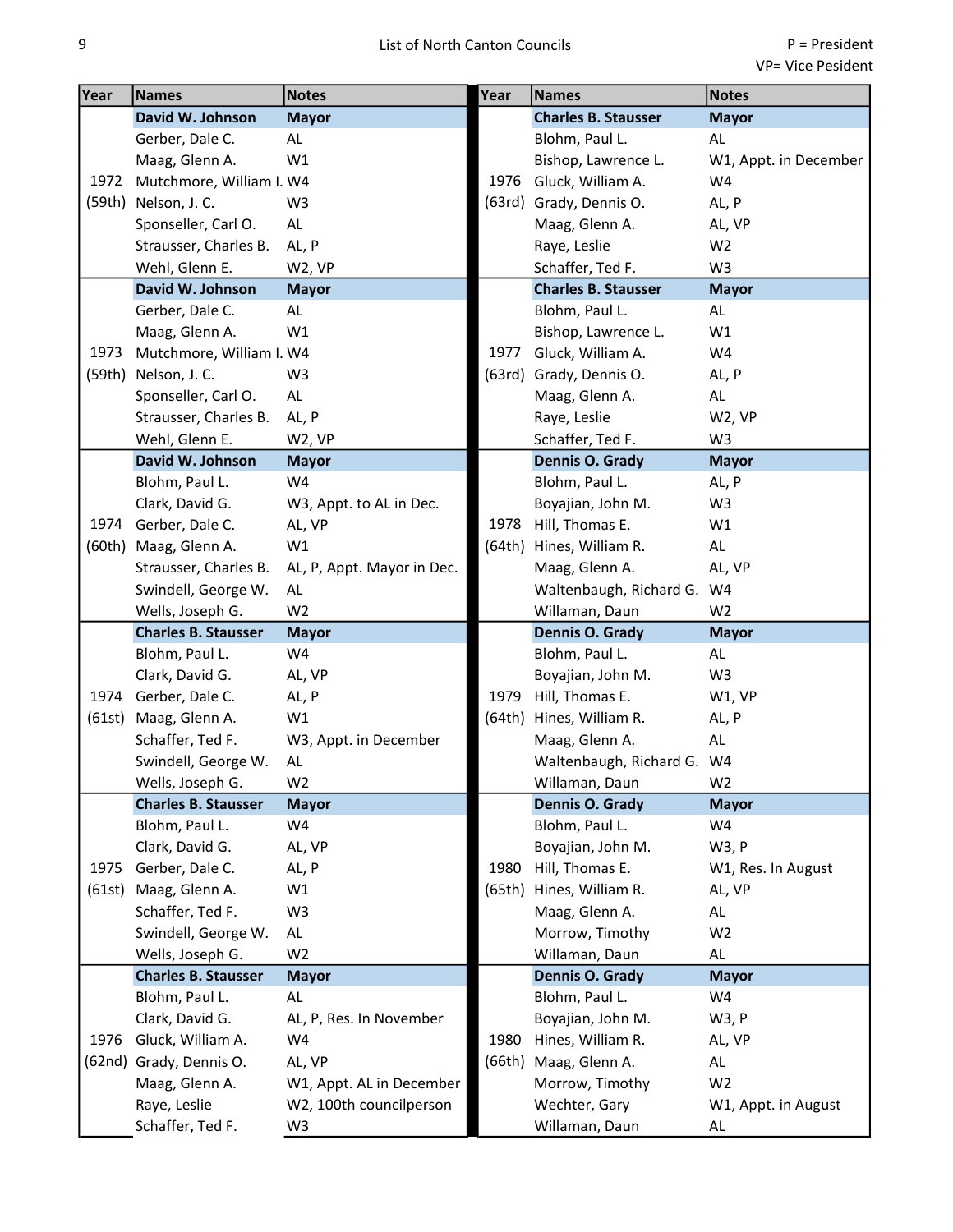# List of North Canton Councils

P = President
VP= Vice Pesident

| Year | Names | Notes |
|---|---|---|
| 1972 (59th) | **David W. Johnson** | **Mayor** |
| | Gerber, Dale C. | AL |
| | Maag, Glenn A. | W1 |
| | Mutchmore, William I. | W4 |
| | Nelson, J. C. | W3 |
| | Sponseller, Carl O. | AL |
| | Strausser, Charles B. | AL, P |
| | Wehl, Glenn E. | W2, VP |
| 1973 (59th) | **David W. Johnson** | **Mayor** |
| | Gerber, Dale C. | AL |
| | Maag, Glenn A. | W1 |
| | Mutchmore, William I. | W4 |
| | Nelson, J. C. | W3 |
| | Sponseller, Carl O. | AL |
| | Strausser, Charles B. | AL, P |
| | Wehl, Glenn E. | W2, VP |
| 1974 (60th) | **David W. Johnson** | **Mayor** |
| | Blohm, Paul L. | W4 |
| | Clark, David G. | W3, Appt. to AL in Dec. |
| | Gerber, Dale C. | AL, VP |
| | Maag, Glenn A. | W1 |
| | Strausser, Charles B. | AL, P, Appt. Mayor in Dec. |
| | Swindell, George W. | AL |
| | Wells, Joseph G. | W2 |
| 1974 (61st) | **Charles B. Stausser** | **Mayor** |
| | Blohm, Paul L. | W4 |
| | Clark, David G. | AL, VP |
| | Gerber, Dale C. | AL, P |
| | Maag, Glenn A. | W1 |
| | Schaffer, Ted F. | W3, Appt. in December |
| | Swindell, George W. | AL |
| | Wells, Joseph G. | W2 |
| 1975 (61st) | **Charles B. Stausser** | **Mayor** |
| | Blohm, Paul L. | W4 |
| | Clark, David G. | AL, VP |
| | Gerber, Dale C. | AL, P |
| | Maag, Glenn A. | W1 |
| | Schaffer, Ted F. | W3 |
| | Swindell, George W. | AL |
| | Wells, Joseph G. | W2 |
| 1976 (62nd) | **Charles B. Stausser** | **Mayor** |
| | Blohm, Paul L. | AL |
| | Clark, David G. | AL, P, Res. In November |
| | Gluck, William A. | W4 |
| | Grady, Dennis O. | AL, VP |
| | Maag, Glenn A. | W1, Appt. AL in December |
| | Raye, Leslie | W2, 100th councilperson |
| | Schaffer, Ted F. | W3 |
| 1976 (63rd) | **Charles B. Stausser** | **Mayor** |
| | Blohm, Paul L. | AL |
| | Bishop, Lawrence L. | W1, Appt. in December |
| | Gluck, William A. | W4 |
| | Grady, Dennis O. | AL, P |
| | Maag, Glenn A. | AL, VP |
| | Raye, Leslie | W2 |
| | Schaffer, Ted F. | W3 |
| 1977 (63rd) | **Charles B. Stausser** | **Mayor** |
| | Blohm, Paul L. | AL |
| | Bishop, Lawrence L. | W1 |
| | Gluck, William A. | W4 |
| | Grady, Dennis O. | AL, P |
| | Maag, Glenn A. | AL |
| | Raye, Leslie | W2, VP |
| | Schaffer, Ted F. | W3 |
| 1978 (64th) | **Dennis O. Grady** | **Mayor** |
| | Blohm, Paul L. | AL, P |
| | Boyajian, John M. | W3 |
| | Hill, Thomas E. | W1 |
| | Hines, William R. | AL |
| | Maag, Glenn A. | AL, VP |
| | Waltenbaugh, Richard G. | W4 |
| | Willaman, Daun | W2 |
| 1979 (64th) | **Dennis O. Grady** | **Mayor** |
| | Blohm, Paul L. | AL |
| | Boyajian, John M. | W3 |
| | Hill, Thomas E. | W1, VP |
| | Hines, William R. | AL, P |
| | Maag, Glenn A. | AL |
| | Waltenbaugh, Richard G. | W4 |
| | Willaman, Daun | W2 |
| 1980 (65th) | **Dennis O. Grady** | **Mayor** |
| | Blohm, Paul L. | W4 |
| | Boyajian, John M. | W3, P |
| | Hill, Thomas E. | W1, Res. In August |
| | Hines, William R. | AL, VP |
| | Maag, Glenn A. | AL |
| | Morrow, Timothy | W2 |
| | Willaman, Daun | AL |
| 1980 (66th) | **Dennis O. Grady** | **Mayor** |
| | Blohm, Paul L. | W4 |
| | Boyajian, John M. | W3, P |
| | Hines, William R. | AL, VP |
| | Maag, Glenn A. | AL |
| | Morrow, Timothy | W2 |
| | Wechter, Gary | W1, Appt. in August |
| | Willaman, Daun | AL |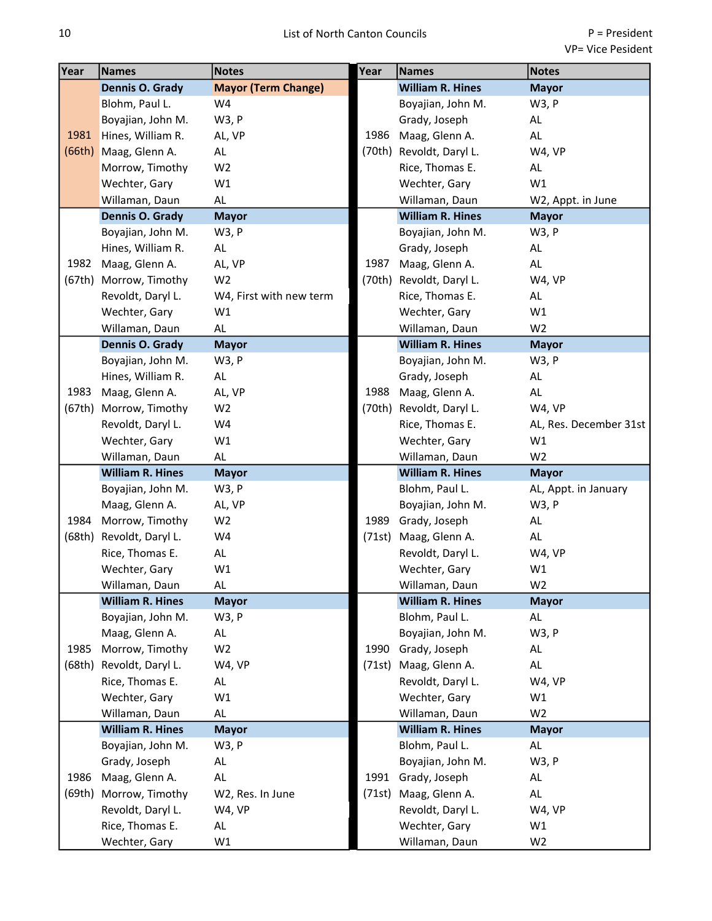List of North Canton Councils

P = President
VP= Vice Pesident

| Year | Names | Notes |
|---|---|---|
| 1981 (66th) | **Dennis O. Grady** | **Mayor (Term Change)** |
| | Blohm, Paul L. | W4 |
| | Boyajian, John M. | W3, P |
| | Hines, William R. | AL, VP |
| | Maag, Glenn A. | AL |
| | Morrow, Timothy | W2 |
| | Wechter, Gary | W1 |
| | Willaman, Daun | AL |
| 1982 (67th) | **Dennis O. Grady** | **Mayor** |
| | Boyajian, John M. | W3, P |
| | Hines, William R. | AL |
| | Maag, Glenn A. | AL, VP |
| | Morrow, Timothy | W2 |
| | Revoldt, Daryl L. | W4, First with new term |
| | Wechter, Gary | W1 |
| | Willaman, Daun | AL |
| 1983 (67th) | **Dennis O. Grady** | **Mayor** |
| | Boyajian, John M. | W3, P |
| | Hines, William R. | AL |
| | Maag, Glenn A. | AL, VP |
| | Morrow, Timothy | W2 |
| | Revoldt, Daryl L. | W4 |
| | Wechter, Gary | W1 |
| | Willaman, Daun | AL |
| 1984 (68th) | **William R. Hines** | **Mayor** |
| | Boyajian, John M. | W3, P |
| | Maag, Glenn A. | AL, VP |
| | Morrow, Timothy | W2 |
| | Revoldt, Daryl L. | W4 |
| | Rice, Thomas E. | AL |
| | Wechter, Gary | W1 |
| | Willaman, Daun | AL |
| 1985 (68th) | **William R. Hines** | **Mayor** |
| | Boyajian, John M. | W3, P |
| | Maag, Glenn A. | AL |
| | Morrow, Timothy | W2 |
| | Revoldt, Daryl L. | W4, VP |
| | Rice, Thomas E. | AL |
| | Wechter, Gary | W1 |
| | Willaman, Daun | AL |
| 1986 (69th) | **William R. Hines** | **Mayor** |
| | Boyajian, John M. | W3, P |
| | Grady, Joseph | AL |
| | Maag, Glenn A. | AL |
| | Morrow, Timothy | W2, Res. In June |
| | Revoldt, Daryl L. | W4, VP |
| | Rice, Thomas E. | AL |
| | Wechter, Gary | W1 |
| 1986 (70th) | **William R. Hines** | **Mayor** |
| | Boyajian, John M. | W3, P |
| | Grady, Joseph | AL |
| | Maag, Glenn A. | AL |
| | Revoldt, Daryl L. | W4, VP |
| | Rice, Thomas E. | AL |
| | Wechter, Gary | W1 |
| | Willaman, Daun | W2, Appt. in June |
| 1987 (70th) | **William R. Hines** | **Mayor** |
| | Boyajian, John M. | W3, P |
| | Grady, Joseph | AL |
| | Maag, Glenn A. | AL |
| | Revoldt, Daryl L. | W4, VP |
| | Rice, Thomas E. | AL |
| | Wechter, Gary | W1 |
| | Willaman, Daun | W2 |
| 1988 (70th) | **William R. Hines** | **Mayor** |
| | Boyajian, John M. | W3, P |
| | Grady, Joseph | AL |
| | Maag, Glenn A. | AL |
| | Revoldt, Daryl L. | W4, VP |
| | Rice, Thomas E. | AL, Res. December 31st |
| | Wechter, Gary | W1 |
| | Willaman, Daun | W2 |
| 1989 (71st) | **William R. Hines** | **Mayor** |
| | Blohm, Paul L. | AL, Appt. in January |
| | Boyajian, John M. | W3, P |
| | Grady, Joseph | AL |
| | Maag, Glenn A. | AL |
| | Revoldt, Daryl L. | W4, VP |
| | Wechter, Gary | W1 |
| | Willaman, Daun | W2 |
| 1990 (71st) | **William R. Hines** | **Mayor** |
| | Blohm, Paul L. | AL |
| | Boyajian, John M. | W3, P |
| | Grady, Joseph | AL |
| | Maag, Glenn A. | AL |
| | Revoldt, Daryl L. | W4, VP |
| | Wechter, Gary | W1 |
| | Willaman, Daun | W2 |
| 1991 (71st) | **William R. Hines** | **Mayor** |
| | Blohm, Paul L. | AL |
| | Boyajian, John M. | W3, P |
| | Grady, Joseph | AL |
| | Maag, Glenn A. | AL |
| | Revoldt, Daryl L. | W4, VP |
| | Wechter, Gary | W1 |
| | Willaman, Daun | W2 |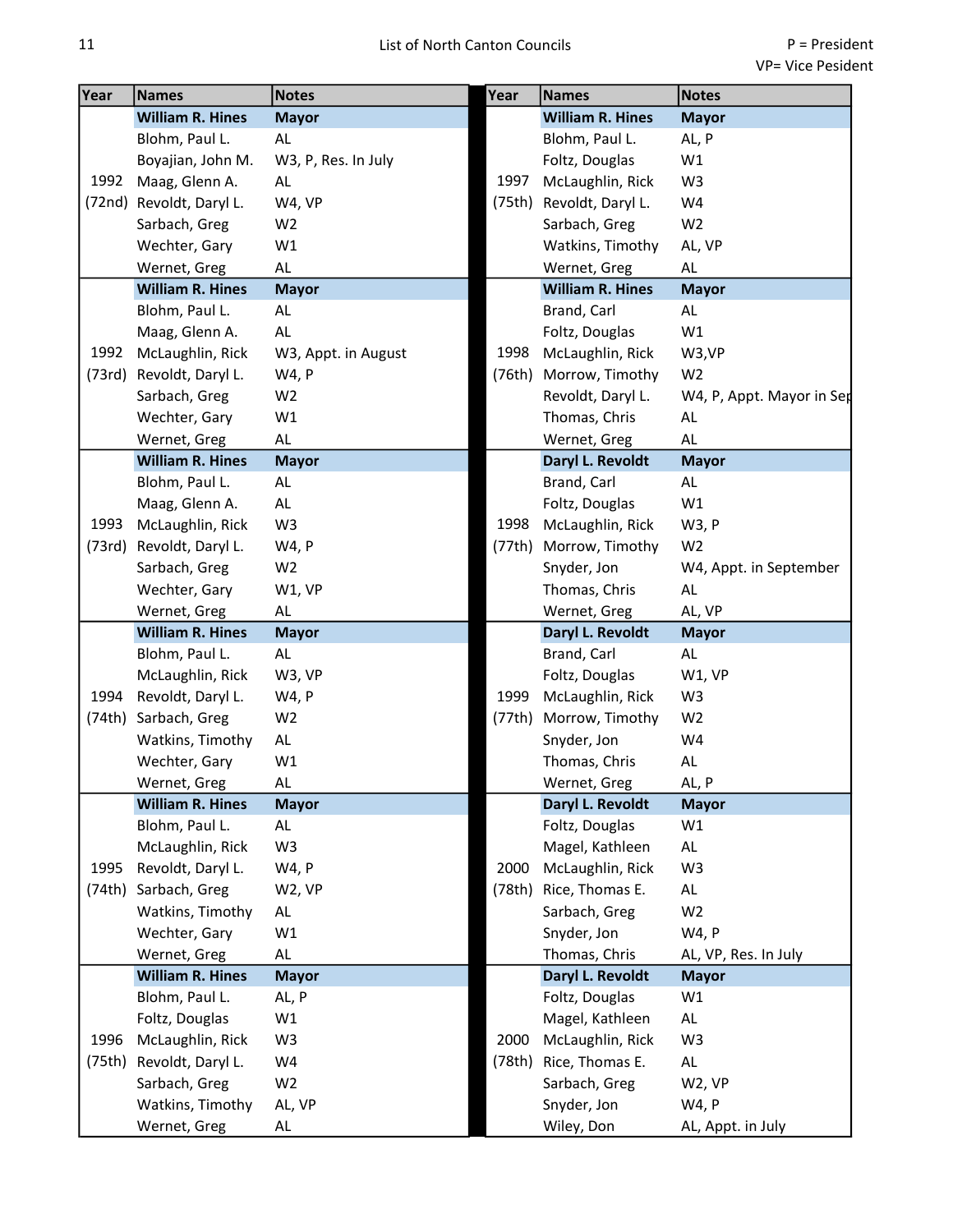# List of North Canton Councils

P = President
VP= Vice Pesident

| Year | Names | Notes |
|---|---|---|
| 1992 (72nd) | **William R. Hines** | **Mayor** |
| | Blohm, Paul L. | AL |
| | Boyajian, John M. | W3, P, Res. In July |
| | Maag, Glenn A. | AL |
| | Revoldt, Daryl L. | W4, VP |
| | Sarbach, Greg | W2 |
| | Wechter, Gary | W1 |
| | Wernet, Greg | AL |
| 1992 (73rd) | **William R. Hines** | **Mayor** |
| | Blohm, Paul L. | AL |
| | Maag, Glenn A. | AL |
| | McLaughlin, Rick | W3, Appt. in August |
| | Revoldt, Daryl L. | W4, P |
| | Sarbach, Greg | W2 |
| | Wechter, Gary | W1 |
| | Wernet, Greg | AL |
| 1993 (73rd) | **William R. Hines** | **Mayor** |
| | Blohm, Paul L. | AL |
| | Maag, Glenn A. | AL |
| | McLaughlin, Rick | W3 |
| | Revoldt, Daryl L. | W4, P |
| | Sarbach, Greg | W2 |
| | Wechter, Gary | W1, VP |
| | Wernet, Greg | AL |
| 1994 (74th) | **William R. Hines** | **Mayor** |
| | Blohm, Paul L. | AL |
| | McLaughlin, Rick | W3, VP |
| | Revoldt, Daryl L. | W4, P |
| | Sarbach, Greg | W2 |
| | Watkins, Timothy | AL |
| | Wechter, Gary | W1 |
| | Wernet, Greg | AL |
| 1995 (74th) | **William R. Hines** | **Mayor** |
| | Blohm, Paul L. | AL |
| | McLaughlin, Rick | W3 |
| | Revoldt, Daryl L. | W4, P |
| | Sarbach, Greg | W2, VP |
| | Watkins, Timothy | AL |
| | Wechter, Gary | W1 |
| | Wernet, Greg | AL |
| 1996 (75th) | **William R. Hines** | **Mayor** |
| | Blohm, Paul L. | AL, P |
| | Foltz, Douglas | W1 |
| | McLaughlin, Rick | W3 |
| | Revoldt, Daryl L. | W4 |
| | Sarbach, Greg | W2 |
| | Watkins, Timothy | AL, VP |
| | Wernet, Greg | AL |
| 1997 (75th) | **William R. Hines** | **Mayor** |
| | Blohm, Paul L. | AL, P |
| | Foltz, Douglas | W1 |
| | McLaughlin, Rick | W3 |
| | Revoldt, Daryl L. | W4 |
| | Sarbach, Greg | W2 |
| | Watkins, Timothy | AL, VP |
| | Wernet, Greg | AL |
| 1998 (76th) | **William R. Hines** | **Mayor** |
| | Brand, Carl | AL |
| | Foltz, Douglas | W1 |
| | McLaughlin, Rick | W3,VP |
| | Morrow, Timothy | W2 |
| | Revoldt, Daryl L. | W4, P, Appt. Mayor in Sep |
| | Thomas, Chris | AL |
| | Wernet, Greg | AL |
| 1998 (77th) | **Daryl L. Revoldt** | **Mayor** |
| | Brand, Carl | AL |
| | Foltz, Douglas | W1 |
| | McLaughlin, Rick | W3, P |
| | Morrow, Timothy | W2 |
| | Snyder, Jon | W4, Appt. in September |
| | Thomas, Chris | AL |
| | Wernet, Greg | AL, VP |
| 1999 (77th) | **Daryl L. Revoldt** | **Mayor** |
| | Brand, Carl | AL |
| | Foltz, Douglas | W1, VP |
| | McLaughlin, Rick | W3 |
| | Morrow, Timothy | W2 |
| | Snyder, Jon | W4 |
| | Thomas, Chris | AL |
| | Wernet, Greg | AL, P |
| 2000 (78th) | **Daryl L. Revoldt** | **Mayor** |
| | Foltz, Douglas | W1 |
| | Magel, Kathleen | AL |
| | McLaughlin, Rick | W3 |
| | Rice, Thomas E. | AL |
| | Sarbach, Greg | W2 |
| | Snyder, Jon | W4, P |
| | Thomas, Chris | AL, VP, Res. In July |
| 2000 (78th) | **Daryl L. Revoldt** | **Mayor** |
| | Foltz, Douglas | W1 |
| | Magel, Kathleen | AL |
| | McLaughlin, Rick | W3 |
| | Rice, Thomas E. | AL |
| | Sarbach, Greg | W2, VP |
| | Snyder, Jon | W4, P |
| | Wiley, Don | AL, Appt. in July |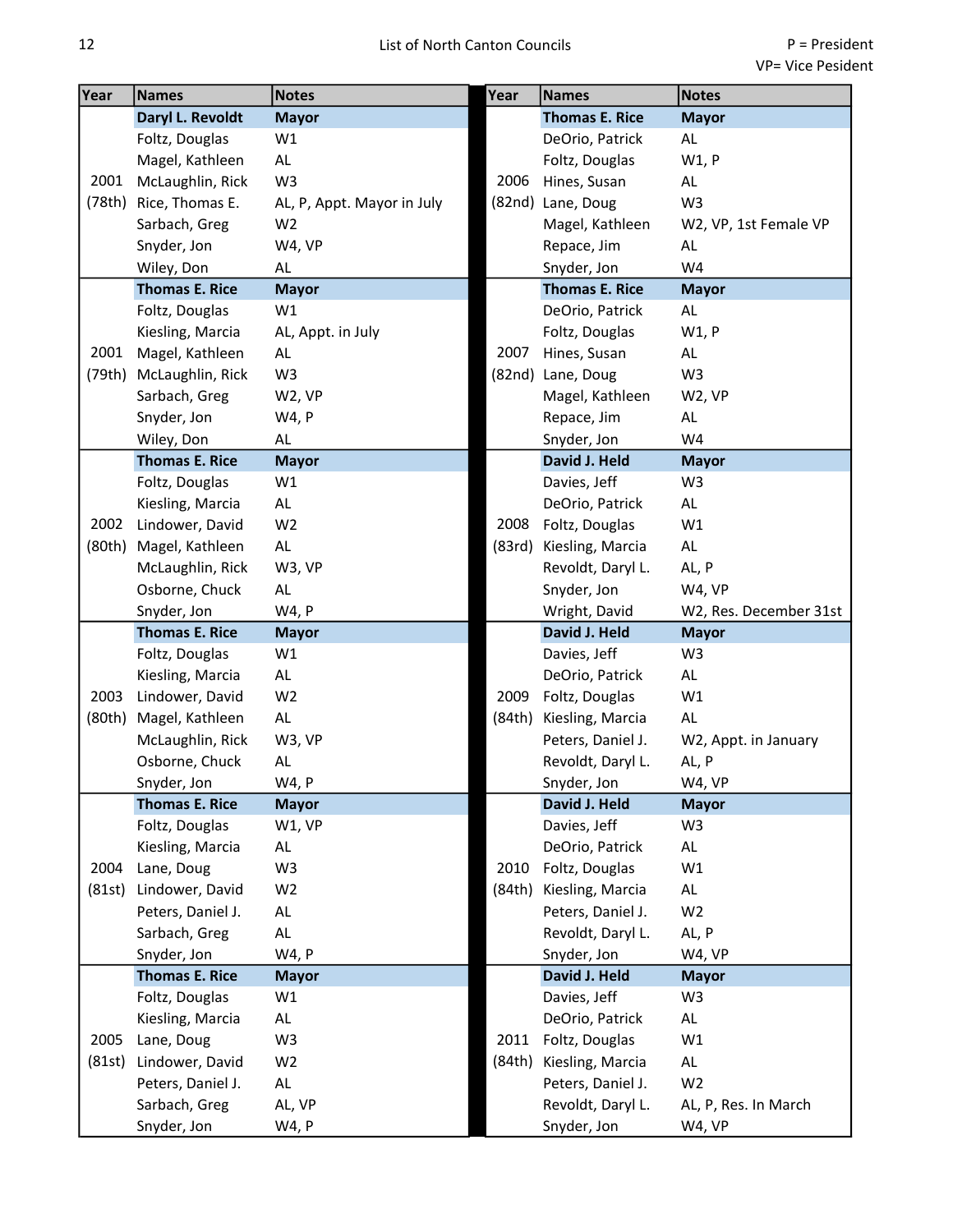# List of North Canton Councils

P = President
VP= Vice Pesident

| Year | Names | Notes |
|---|---|---|
| | **Daryl L. Revoldt** | **Mayor** |
| | Foltz, Douglas | W1 |
| | Magel, Kathleen | AL |
| 2001 | McLaughlin, Rick | W3 |
| (78th) | Rice, Thomas E. | AL, P, Appt. Mayor in July |
| | Sarbach, Greg | W2 |
| | Snyder, Jon | W4, VP |
| | Wiley, Don | AL |
| | **Thomas E. Rice** | **Mayor** |
| | Foltz, Douglas | W1 |
| | Kiesling, Marcia | AL, Appt. in July |
| 2001 | Magel, Kathleen | AL |
| (79th) | McLaughlin, Rick | W3 |
| | Sarbach, Greg | W2, VP |
| | Snyder, Jon | W4, P |
| | Wiley, Don | AL |
| | **Thomas E. Rice** | **Mayor** |
| | Foltz, Douglas | W1 |
| | Kiesling, Marcia | AL |
| 2002 | Lindower, David | W2 |
| (80th) | Magel, Kathleen | AL |
| | McLaughlin, Rick | W3, VP |
| | Osborne, Chuck | AL |
| | Snyder, Jon | W4, P |
| | **Thomas E. Rice** | **Mayor** |
| | Foltz, Douglas | W1 |
| | Kiesling, Marcia | AL |
| 2003 | Lindower, David | W2 |
| (80th) | Magel, Kathleen | AL |
| | McLaughlin, Rick | W3, VP |
| | Osborne, Chuck | AL |
| | Snyder, Jon | W4, P |
| | **Thomas E. Rice** | **Mayor** |
| | Foltz, Douglas | W1, VP |
| | Kiesling, Marcia | AL |
| 2004 | Lane, Doug | W3 |
| (81st) | Lindower, David | W2 |
| | Peters, Daniel J. | AL |
| | Sarbach, Greg | AL |
| | Snyder, Jon | W4, P |
| | **Thomas E. Rice** | **Mayor** |
| | Foltz, Douglas | W1 |
| | Kiesling, Marcia | AL |
| 2005 | Lane, Doug | W3 |
| (81st) | Lindower, David | W2 |
| | Peters, Daniel J. | AL |
| | Sarbach, Greg | AL, VP |
| | Snyder, Jon | W4, P |
| | **Thomas E. Rice** | **Mayor** |
| | DeOrio, Patrick | AL |
| | Foltz, Douglas | W1, P |
| 2006 | Hines, Susan | AL |
| (82nd) | Lane, Doug | W3 |
| | Magel, Kathleen | W2, VP, 1st Female VP |
| | Repace, Jim | AL |
| | Snyder, Jon | W4 |
| | **Thomas E. Rice** | **Mayor** |
| | DeOrio, Patrick | AL |
| | Foltz, Douglas | W1, P |
| 2007 | Hines, Susan | AL |
| (82nd) | Lane, Doug | W3 |
| | Magel, Kathleen | W2, VP |
| | Repace, Jim | AL |
| | Snyder, Jon | W4 |
| | **David J. Held** | **Mayor** |
| | Davies, Jeff | W3 |
| | DeOrio, Patrick | AL |
| 2008 | Foltz, Douglas | W1 |
| (83rd) | Kiesling, Marcia | AL |
| | Revoldt, Daryl L. | AL, P |
| | Snyder, Jon | W4, VP |
| | Wright, David | W2, Res. December 31st |
| | **David J. Held** | **Mayor** |
| | Davies, Jeff | W3 |
| | DeOrio, Patrick | AL |
| 2009 | Foltz, Douglas | W1 |
| (84th) | Kiesling, Marcia | AL |
| | Peters, Daniel J. | W2, Appt. in January |
| | Revoldt, Daryl L. | AL, P |
| | Snyder, Jon | W4, VP |
| | **David J. Held** | **Mayor** |
| | Davies, Jeff | W3 |
| | DeOrio, Patrick | AL |
| 2010 | Foltz, Douglas | W1 |
| (84th) | Kiesling, Marcia | AL |
| | Peters, Daniel J. | W2 |
| | Revoldt, Daryl L. | AL, P |
| | Snyder, Jon | W4, VP |
| | **David J. Held** | **Mayor** |
| | Davies, Jeff | W3 |
| | DeOrio, Patrick | AL |
| 2011 | Foltz, Douglas | W1 |
| (84th) | Kiesling, Marcia | AL |
| | Peters, Daniel J. | W2 |
| | Revoldt, Daryl L. | AL, P, Res. In March |
| | Snyder, Jon | W4, VP |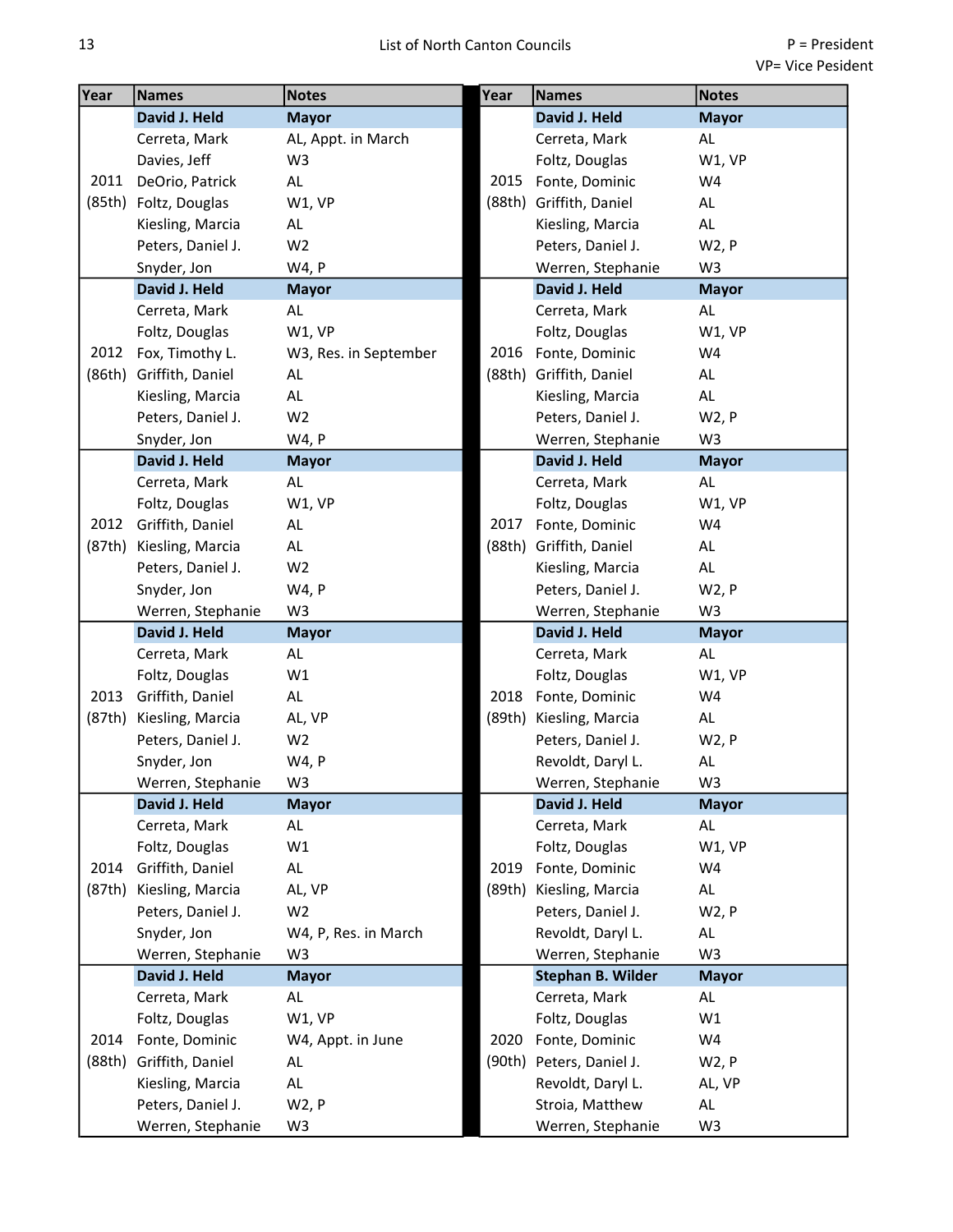P = President
VP= Vice Pesident

| Year | Names | Notes |
|---|---|---|
| | **David J. Held** | **Mayor** |
| | Cerreta, Mark | AL, Appt. in March |
| | Davies, Jeff | W3 |
| 2011 | DeOrio, Patrick | AL |
| (85th) | Foltz, Douglas | W1, VP |
| | Kiesling, Marcia | AL |
| | Peters, Daniel J. | W2 |
| | Snyder, Jon | W4, P |
| | **David J. Held** | **Mayor** |
| | Cerreta, Mark | AL |
| | Foltz, Douglas | W1, VP |
| 2012 | Fox, Timothy L. | W3, Res. in September |
| (86th) | Griffith, Daniel | AL |
| | Kiesling, Marcia | AL |
| | Peters, Daniel J. | W2 |
| | Snyder, Jon | W4, P |
| | **David J. Held** | **Mayor** |
| | Cerreta, Mark | AL |
| | Foltz, Douglas | W1, VP |
| 2012 | Griffith, Daniel | AL |
| (87th) | Kiesling, Marcia | AL |
| | Peters, Daniel J. | W2 |
| | Snyder, Jon | W4, P |
| | Werren, Stephanie | W3 |
| | **David J. Held** | **Mayor** |
| | Cerreta, Mark | AL |
| | Foltz, Douglas | W1 |
| 2013 | Griffith, Daniel | AL |
| (87th) | Kiesling, Marcia | AL, VP |
| | Peters, Daniel J. | W2 |
| | Snyder, Jon | W4, P |
| | Werren, Stephanie | W3 |
| | **David J. Held** | **Mayor** |
| | Cerreta, Mark | AL |
| | Foltz, Douglas | W1 |
| 2014 | Griffith, Daniel | AL |
| (87th) | Kiesling, Marcia | AL, VP |
| | Peters, Daniel J. | W2 |
| | Snyder, Jon | W4, P, Res. in March |
| | Werren, Stephanie | W3 |
| | **David J. Held** | **Mayor** |
| | Cerreta, Mark | AL |
| | Foltz, Douglas | W1, VP |
| 2014 | Fonte, Dominic | W4, Appt. in June |
| (88th) | Griffith, Daniel | AL |
| | Kiesling, Marcia | AL |
| | Peters, Daniel J. | W2, P |
| | Werren, Stephanie | W3 |
| | **David J. Held** | **Mayor** |
| | Cerreta, Mark | AL |
| | Foltz, Douglas | W1, VP |
| 2015 | Fonte, Dominic | W4 |
| (88th) | Griffith, Daniel | AL |
| | Kiesling, Marcia | AL |
| | Peters, Daniel J. | W2, P |
| | Werren, Stephanie | W3 |
| | **David J. Held** | **Mayor** |
| | Cerreta, Mark | AL |
| | Foltz, Douglas | W1, VP |
| 2016 | Fonte, Dominic | W4 |
| (88th) | Griffith, Daniel | AL |
| | Kiesling, Marcia | AL |
| | Peters, Daniel J. | W2, P |
| | Werren, Stephanie | W3 |
| | **David J. Held** | **Mayor** |
| | Cerreta, Mark | AL |
| | Foltz, Douglas | W1, VP |
| 2017 | Fonte, Dominic | W4 |
| (88th) | Griffith, Daniel | AL |
| | Kiesling, Marcia | AL |
| | Peters, Daniel J. | W2, P |
| | Werren, Stephanie | W3 |
| | **David J. Held** | **Mayor** |
| | Cerreta, Mark | AL |
| | Foltz, Douglas | W1, VP |
| 2018 | Fonte, Dominic | W4 |
| (89th) | Kiesling, Marcia | AL |
| | Peters, Daniel J. | W2, P |
| | Revoldt, Daryl L. | AL |
| | Werren, Stephanie | W3 |
| | **David J. Held** | **Mayor** |
| | Cerreta, Mark | AL |
| | Foltz, Douglas | W1, VP |
| 2019 | Fonte, Dominic | W4 |
| (89th) | Kiesling, Marcia | AL |
| | Peters, Daniel J. | W2, P |
| | Revoldt, Daryl L. | AL |
| | Werren, Stephanie | W3 |
| | **Stephan B. Wilder** | **Mayor** |
| | Cerreta, Mark | AL |
| | Foltz, Douglas | W1 |
| 2020 | Fonte, Dominic | W4 |
| (90th) | Peters, Daniel J. | W2, P |
| | Revoldt, Daryl L. | AL, VP |
| | Stroia, Matthew | AL |
| | Werren, Stephanie | W3 |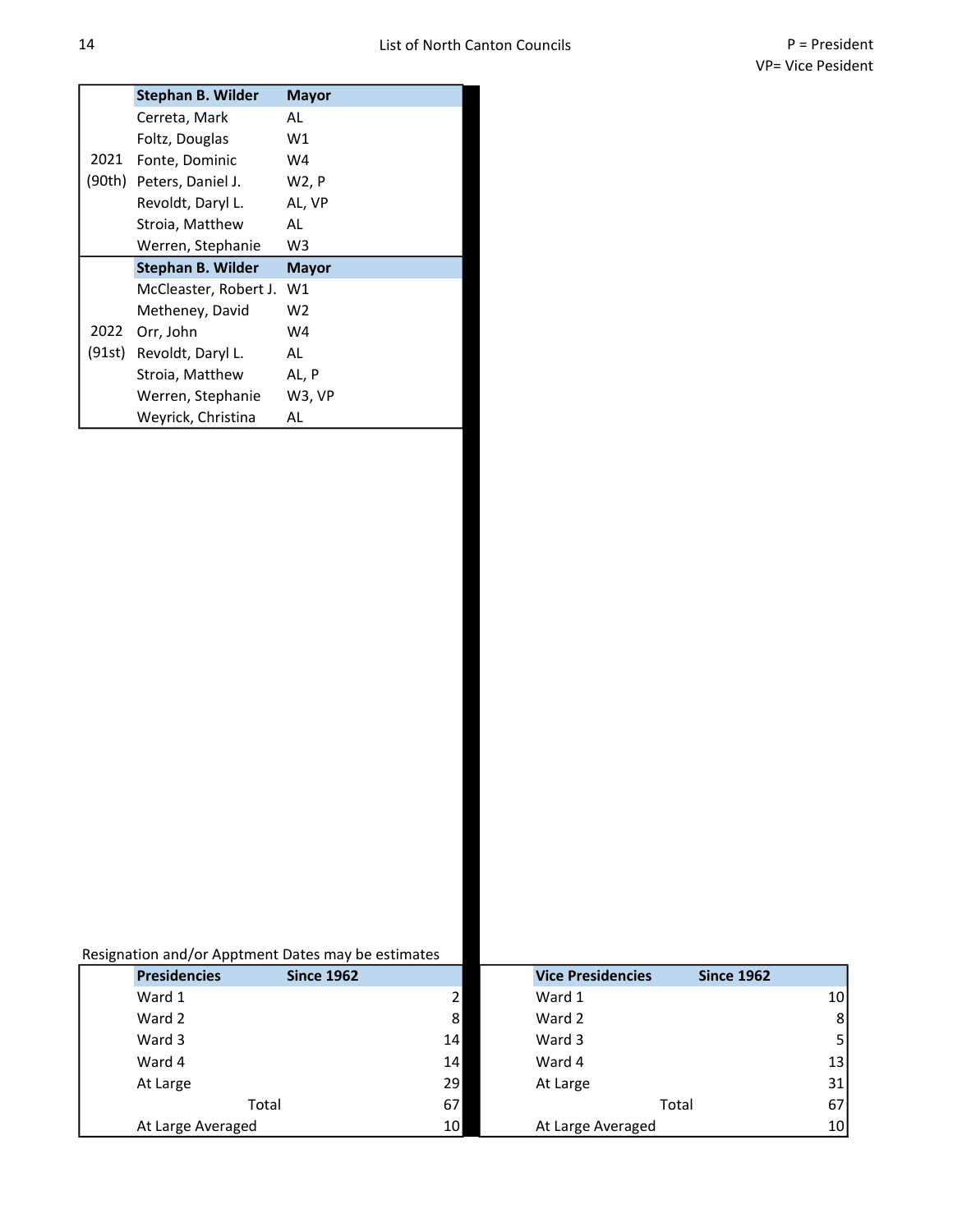P = President
VP= Vice Pesident

| | | |
|---|---|---|
| | **Stephan B. Wilder** | **Mayor** |
| | Cerreta, Mark | AL |
| | Foltz, Douglas | W1 |
| 2021 | Fonte, Dominic | W4 |
| (90th) | Peters, Daniel J. | W2, P |
| | Revoldt, Daryl L. | AL, VP |
| | Stroia, Matthew | AL |
| | Werren, Stephanie | W3 |
| | **Stephan B. Wilder** | **Mayor** |
| | McCleaster, Robert J. | W1 |
| | Metheney, David | W2 |
| 2022 | Orr, John | W4 |
| (91st) | Revoldt, Daryl L. | AL |
| | Stroia, Matthew | AL, P |
| | Werren, Stephanie | W3, VP |
| | Weyrick, Christina | AL |

Resignation and/or Apptment Dates may be estimates

| **Presidencies** | **Since 1962** |
|---|---|
| Ward 1 | 2 |
| Ward 2 | 8 |
| Ward 3 | 14 |
| Ward 4 | 14 |
| At Large | 29 |
| Total | 67 |
| At Large Averaged | 10 |

| **Vice Presidencies** | **Since 1962** |
|---|---|
| Ward 1 | 10 |
| Ward 2 | 8 |
| Ward 3 | 5 |
| Ward 4 | 13 |
| At Large | 31 |
| Total | 67 |
| At Large Averaged | 10 |